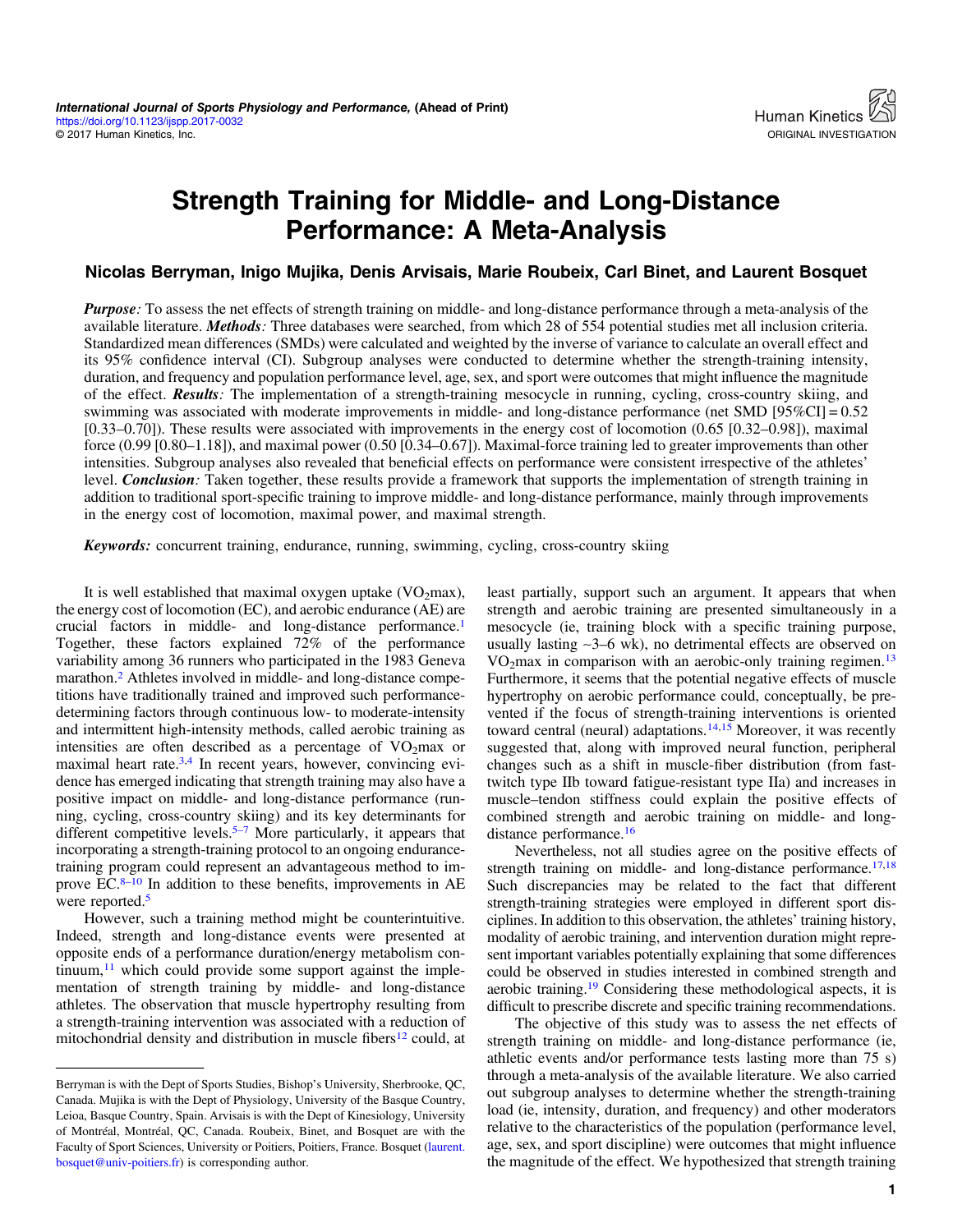# Strength Training for Middle- and Long-Distance Performance: A Meta-Analysis

**Nicolas Berryman, Inigo Mujika, Denis Arvisais, Marie Roubeix, Carl Binet, and Laurent Bosquet**

***Purpose*:** To assess the net effects of strength training on middle- and long-distance performance through a meta-analysis of the available literature. ***Methods*:** Three databases were searched, from which 28 of 554 potential studies met all inclusion criteria. Standardized mean differences (SMDs) were calculated and weighted by the inverse of variance to calculate an overall effect and its 95% confidence interval (CI). Subgroup analyses were conducted to determine whether the strength-training intensity, duration, and frequency and population performance level, age, sex, and sport were outcomes that might influence the magnitude of the effect. ***Results*:** The implementation of a strength-training mesocycle in running, cycling, cross-country skiing, and swimming was associated with moderate improvements in middle- and long-distance performance (net SMD [95%CI] = 0.52 [0.33–0.70]). These results were associated with improvements in the energy cost of locomotion (0.65 [0.32–0.98]), maximal force (0.99 [0.80–1.18]), and maximal power (0.50 [0.34–0.67]). Maximal-force training led to greater improvements than other intensities. Subgroup analyses also revealed that beneficial effects on performance were consistent irrespective of the athletes' level. ***Conclusion*:** Taken together, these results provide a framework that supports the implementation of strength training in addition to traditional sport-specific training to improve middle- and long-distance performance, mainly through improvements in the energy cost of locomotion, maximal power, and maximal strength.

***Keywords:*** concurrent training, endurance, running, swimming, cycling, cross-country skiing

It is well established that maximal oxygen uptake ($VO_2max$), the energy cost of locomotion (EC), and aerobic endurance (AE) are crucial factors in middle- and long-distance performance.[1] Together, these factors explained 72% of the performance variability among 36 runners who participated in the 1983 Geneva marathon.[2] Athletes involved in middle- and long-distance competitions have traditionally trained and improved such performance-determining factors through continuous low- to moderate-intensity and intermittent high-intensity methods, called aerobic training as intensities are often described as a percentage of $VO_2max$ or maximal heart rate.[3,4] In recent years, however, convincing evidence has emerged indicating that strength training may also have a positive impact on middle- and long-distance performance (running, cycling, cross-country skiing) and its key determinants for different competitive levels.[5–7] More particularly, it appears that incorporating a strength-training protocol to an ongoing endurance-training program could represent an advantageous method to improve EC.[8–10] In addition to these benefits, improvements in AE were reported.[5]

However, such a training method might be counterintuitive. Indeed, strength and long-distance events were presented at opposite ends of a performance duration/energy metabolism continuum,[11] which could provide some support against the implementation of strength training by middle- and long-distance athletes. The observation that muscle hypertrophy resulting from a strength-training intervention was associated with a reduction of mitochondrial density and distribution in muscle fibers[12] could, at least partially, support such an argument. It appears that when strength and aerobic training are presented simultaneously in a mesocycle (ie, training block with a specific training purpose, usually lasting ~3–6 wk), no detrimental effects are observed on $VO_2max$ in comparison with an aerobic-only training regimen.[13] Furthermore, it seems that the potential negative effects of muscle hypertrophy on aerobic performance could, conceptually, be prevented if the focus of strength-training interventions is oriented toward central (neural) adaptations.[14,15] Moreover, it was recently suggested that, along with improved neural function, peripheral changes such as a shift in muscle-fiber distribution (from fast-twitch type IIb toward fatigue-resistant type IIa) and increases in muscle–tendon stiffness could explain the positive effects of combined strength and aerobic training on middle- and long-distance performance.[16]

Nevertheless, not all studies agree on the positive effects of strength training on middle- and long-distance performance.[17,18] Such discrepancies may be related to the fact that different strength-training strategies were employed in different sport disciplines. In addition to this observation, the athletes' training history, modality of aerobic training, and intervention duration might represent important variables potentially explaining that some differences could be observed in studies interested in combined strength and aerobic training.[19] Considering these methodological aspects, it is difficult to prescribe discrete and specific training recommendations.

The objective of this study was to assess the net effects of strength training on middle- and long-distance performance (ie, athletic events and/or performance tests lasting more than 75 s) through a meta-analysis of the available literature. We also carried out subgroup analyses to determine whether the strength-training load (ie, intensity, duration, and frequency) and other moderators relative to the characteristics of the population (performance level, age, sex, and sport discipline) were outcomes that might influence the magnitude of the effect. We hypothesized that strength training

---

Berryman is with the Dept of Sports Studies, Bishop's University, Sherbrooke, QC, Canada. Mujika is with the Dept of Physiology, University of the Basque Country, Leioa, Basque Country, Spain. Arvisais is with the Dept of Kinesiology, University of Montréal, Montréal, QC, Canada. Roubeix, Binet, and Bosquet are with the Faculty of Sport Sciences, University or Poitiers, Poitiers, France. Bosquet (laurent.bosquet@univ-poitiers.fr) is corresponding author.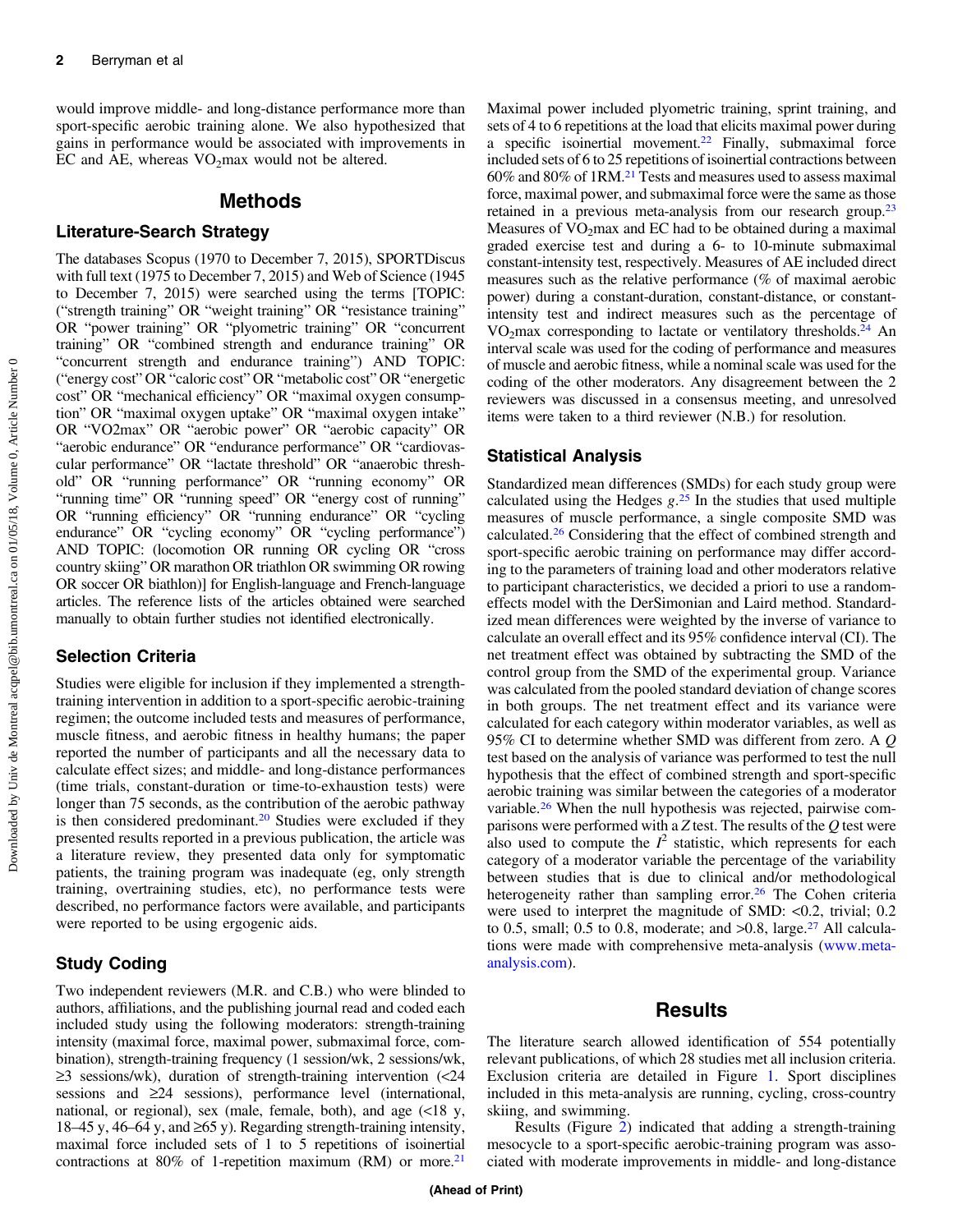would improve middle- and long-distance performance more than sport-specific aerobic training alone. We also hypothesized that gains in performance would be associated with improvements in EC and AE, whereas $VO_2$max would not be altered.

# Methods

## Literature-Search Strategy

The databases Scopus (1970 to December 7, 2015), SPORTDiscus with full text (1975 to December 7, 2015) and Web of Science (1945 to December 7, 2015) were searched using the terms [TOPIC: ("strength training" OR "weight training" OR "resistance training" OR "power training" OR "plyometric training" OR "concurrent training" OR "combined strength and endurance training" OR "concurrent strength and endurance training") AND TOPIC: ("energy cost" OR "caloric cost" OR "metabolic cost" OR "energetic cost" OR "mechanical efficiency" OR "maximal oxygen consumption" OR "maximal oxygen uptake" OR "maximal oxygen intake" OR "VO2max" OR "aerobic power" OR "aerobic capacity" OR "aerobic endurance" OR "endurance performance" OR "cardiovascular performance" OR "lactate threshold" OR "anaerobic threshold" OR "running performance" OR "running economy" OR "running time" OR "running speed" OR "energy cost of running" OR "running efficiency" OR "running endurance" OR "cycling endurance" OR "cycling economy" OR "cycling performance") AND TOPIC: (locomotion OR running OR cycling OR "cross country skiing" OR marathon OR triathlon OR swimming OR rowing OR soccer OR biathlon)] for English-language and French-language articles. The reference lists of the articles obtained were searched manually to obtain further studies not identified electronically.

## Selection Criteria

Studies were eligible for inclusion if they implemented a strength-training intervention in addition to a sport-specific aerobic-training regimen; the outcome included tests and measures of performance, muscle fitness, and aerobic fitness in healthy humans; the paper reported the number of participants and all the necessary data to calculate effect sizes; and middle- and long-distance performances (time trials, constant-duration or time-to-exhaustion tests) were longer than 75 seconds, as the contribution of the aerobic pathway is then considered predominant.[20] Studies were excluded if they presented results reported in a previous publication, the article was a literature review, they presented data only for symptomatic patients, the training program was inadequate (eg, only strength training, overtraining studies, etc), no performance tests were described, no performance factors were available, and participants were reported to be using ergogenic aids.

## Study Coding

Two independent reviewers (M.R. and C.B.) who were blinded to authors, affiliations, and the publishing journal read and coded each included study using the following moderators: strength-training intensity (maximal force, maximal power, submaximal force, combination), strength-training frequency (1 session/wk, 2 sessions/wk, ≥3 sessions/wk), duration of strength-training intervention (<24 sessions and ≥24 sessions), performance level (international, national, or regional), sex (male, female, both), and age (<18 y, 18–45 y, 46–64 y, and ≥65 y). Regarding strength-training intensity, maximal force included sets of 1 to 5 repetitions of isoinertial contractions at 80% of 1-repetition maximum (RM) or more.[21] Maximal power included plyometric training, sprint training, and sets of 4 to 6 repetitions at the load that elicits maximal power during a specific isoinertial movement.[22] Finally, submaximal force included sets of 6 to 25 repetitions of isoinertial contractions between 60% and 80% of 1RM.[21] Tests and measures used to assess maximal force, maximal power, and submaximal force were the same as those retained in a previous meta-analysis from our research group.[23] Measures of $VO_2$max and EC had to be obtained during a maximal graded exercise test and during a 6- to 10-minute submaximal constant-intensity test, respectively. Measures of AE included direct measures such as the relative performance (% of maximal aerobic power) during a constant-duration, constant-distance, or constant-intensity test and indirect measures such as the percentage of $VO_2$max corresponding to lactate or ventilatory thresholds.[24] An interval scale was used for the coding of performance and measures of muscle and aerobic fitness, while a nominal scale was used for the coding of the other moderators. Any disagreement between the 2 reviewers was discussed in a consensus meeting, and unresolved items were taken to a third reviewer (N.B.) for resolution.

## Statistical Analysis

Standardized mean differences (SMDs) for each study group were calculated using the Hedges $g$.[25] In the studies that used multiple measures of muscle performance, a single composite SMD was calculated.[26] Considering that the effect of combined strength and sport-specific aerobic training on performance may differ according to the parameters of training load and other moderators relative to participant characteristics, we decided a priori to use a random-effects model with the DerSimonian and Laird method. Standardized mean differences were weighted by the inverse of variance to calculate an overall effect and its 95% confidence interval (CI). The net treatment effect was obtained by subtracting the SMD of the control group from the SMD of the experimental group. Variance was calculated from the pooled standard deviation of change scores in both groups. The net treatment effect and its variance were calculated for each category within moderator variables, as well as 95% CI to determine whether SMD was different from zero. A $Q$ test based on the analysis of variance was performed to test the null hypothesis that the effect of combined strength and sport-specific aerobic training was similar between the categories of a moderator variable.[26] When the null hypothesis was rejected, pairwise comparisons were performed with a $Z$ test. The results of the $Q$ test were also used to compute the $I^2$ statistic, which represents for each category of a moderator variable the percentage of the variability between studies that is due to clinical and/or methodological heterogeneity rather than sampling error.[26] The Cohen criteria were used to interpret the magnitude of SMD: <0.2, trivial; 0.2 to 0.5, small; 0.5 to 0.8, moderate; and >0.8, large.[27] All calculations were made with comprehensive meta-analysis (www.meta-analysis.com).

# Results

The literature search allowed identification of 554 potentially relevant publications, of which 28 studies met all inclusion criteria. Exclusion criteria are detailed in Figure 1. Sport disciplines included in this meta-analysis are running, cycling, cross-country skiing, and swimming.

Results (Figure 2) indicated that adding a strength-training mesocycle to a sport-specific aerobic-training program was associated with moderate improvements in middle- and long-distance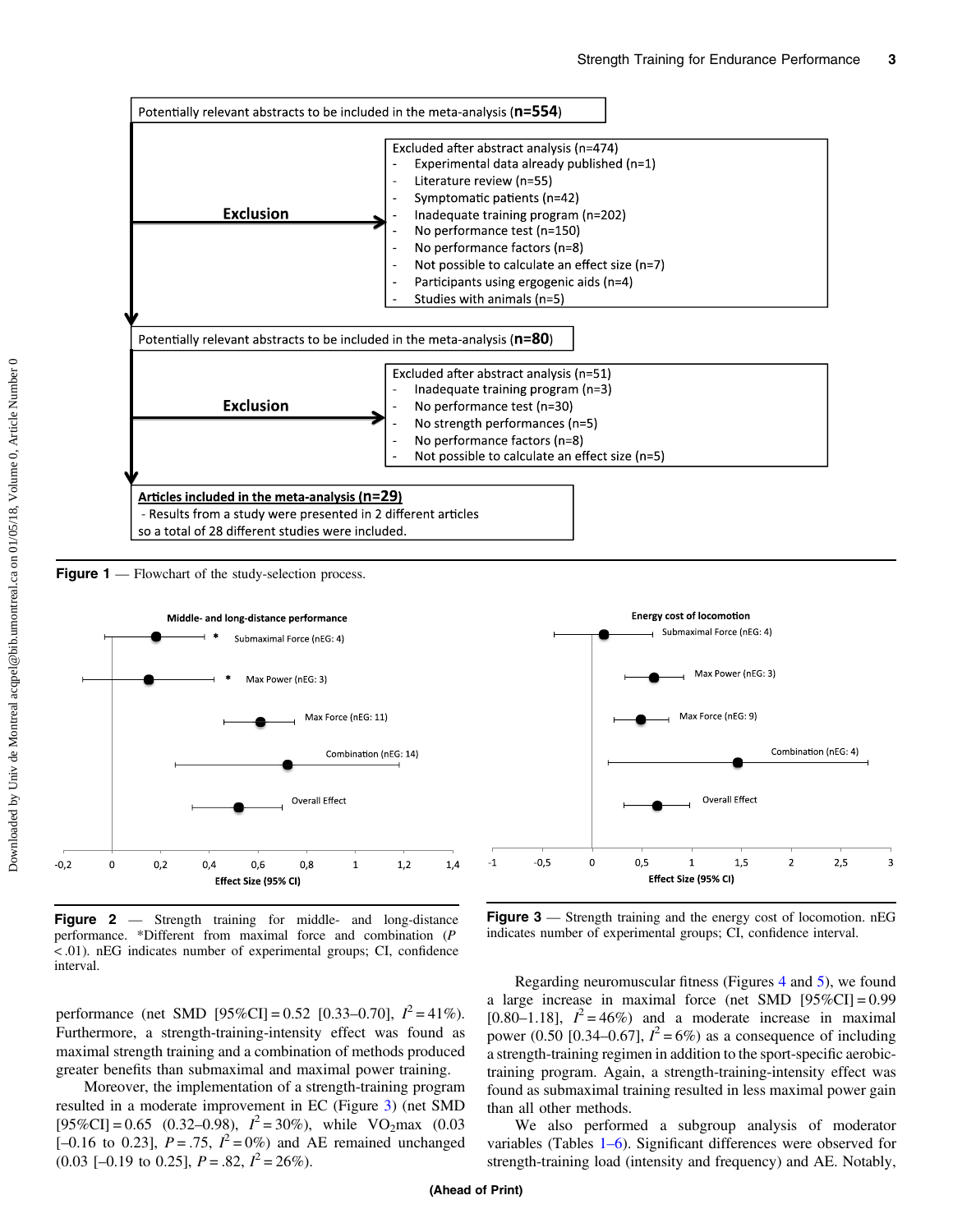Potentially relevant abstracts to be included in the meta-analysis (**n=554**)

**Exclusion** → Excluded after abstract analysis (n=474)
- Experimental data already published (n=1)
- Literature review (n=55)
- Symptomatic patients (n=42)
- Inadequate training program (n=202)
- No performance test (n=150)
- No performance factors (n=8)
- Not possible to calculate an effect size (n=7)
- Participants using ergogenic aids (n=4)
- Studies with animals (n=5)

Potentially relevant abstracts to be included in the meta-analysis (**n=80**)

**Exclusion** → Excluded after abstract analysis (n=51)
- Inadequate training program (n=3)
- No performance test (n=30)
- No strength performances (n=5)
- No performance factors (n=8)
- Not possible to calculate an effect size (n=5)

**Articles included in the meta-analysis (n=29)**
- Results from a study were presented in 2 different articles so a total of 28 different studies were included.

**Figure 1** — Flowchart of the study-selection process.

**Figure 2** — Strength training for middle- and long-distance performance. *Different from maximal force and combination ($P < .01$). nEG indicates number of experimental groups; CI, confidence interval.

**Figure 3** — Strength training and the energy cost of locomotion. nEG indicates number of experimental groups; CI, confidence interval.

performance (net SMD [95%CI] = 0.52 [0.33–0.70], $I^2 = 41\%$). Furthermore, a strength-training-intensity effect was found as maximal strength training and a combination of methods produced greater benefits than submaximal and maximal power training.

Moreover, the implementation of a strength-training program resulted in a moderate improvement in EC (Figure 3) (net SMD [95%CI] = 0.65 (0.32–0.98), $I^2 = 30\%$), while $VO_2$max (0.03 [–0.16 to 0.23], $P = .75$, $I^2 = 0\%$) and AE remained unchanged (0.03 [–0.19 to 0.25], $P = .82$, $I^2 = 26\%$).

Regarding neuromuscular fitness (Figures 4 and 5), we found a large increase in maximal force (net SMD [95%CI] = 0.99 [0.80–1.18], $I^2 = 46\%$) and a moderate increase in maximal power (0.50 [0.34–0.67], $I^2 = 6\%$) as a consequence of including a strength-training regimen in addition to the sport-specific aerobic-training program. Again, a strength-training-intensity effect was found as submaximal training resulted in less maximal power gain than all other methods.

We also performed a subgroup analysis of moderator variables (Tables 1–6). Significant differences were observed for strength-training load (intensity and frequency) and AE. Notably,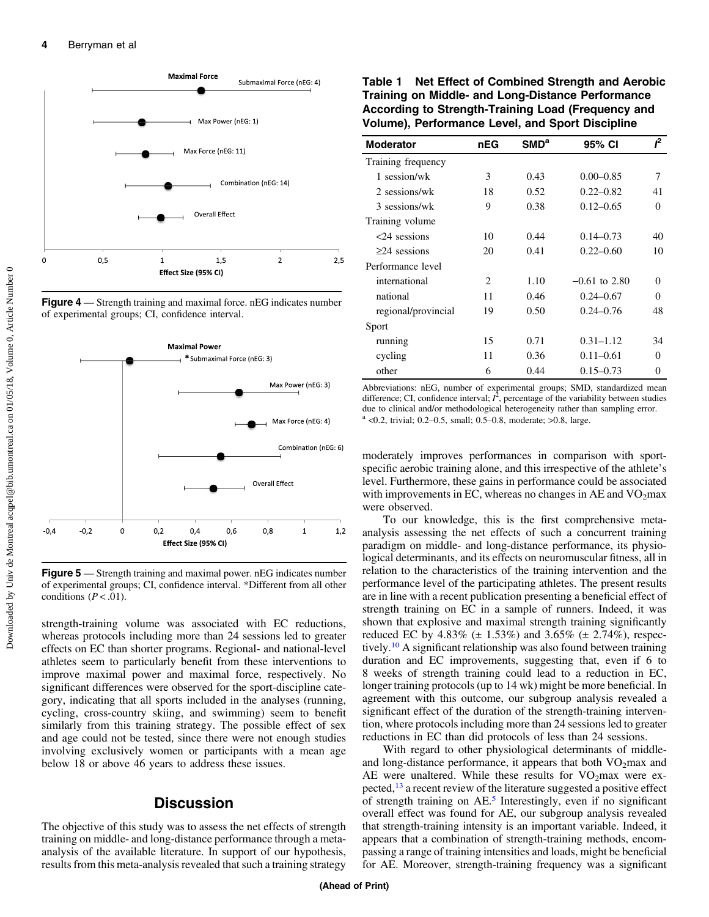Figure 4 — Strength training and maximal force. nEG indicates number of experimental groups; CI, confidence interval.

Figure 5 — Strength training and maximal power. nEG indicates number of experimental groups; CI, confidence interval. *Different from all other conditions ($P < .01$).

strength-training volume was associated with EC reductions, whereas protocols including more than 24 sessions led to greater effects on EC than shorter programs. Regional- and national-level athletes seem to particularly benefit from these interventions to improve maximal power and maximal force, respectively. No significant differences were observed for the sport-discipline category, indicating that all sports included in the analyses (running, cycling, cross-country skiing, and swimming) seem to benefit similarly from this training strategy. The possible effect of sex and age could not be tested, since there were not enough studies involving exclusively women or participants with a mean age below 18 or above 46 years to address these issues.

## Discussion

The objective of this study was to assess the net effects of strength training on middle- and long-distance performance through a meta-analysis of the available literature. In support of our hypothesis, results from this meta-analysis revealed that such a training strategy moderately improves performances in comparison with sport-specific aerobic training alone, and this irrespective of the athlete's level. Furthermore, these gains in performance could be associated with improvements in EC, whereas no changes in AE and $VO_2$max were observed.

**Table 1 Net Effect of Combined Strength and Aerobic Training on Middle- and Long-Distance Performance According to Strength-Training Load (Frequency and Volume), Performance Level, and Sport Discipline**

| Moderator | nEG | SMD[a] | 95% CI | $I^2$ |
|---|---|---|---|---|
| Training frequency | | | | |
| 1 session/wk | 3 | 0.43 | 0.00–0.85 | 7 |
| 2 sessions/wk | 18 | 0.52 | 0.22–0.82 | 41 |
| 3 sessions/wk | 9 | 0.38 | 0.12–0.65 | 0 |
| Training volume | | | | |
| <24 sessions | 10 | 0.44 | 0.14–0.73 | 40 |
| ≥24 sessions | 20 | 0.41 | 0.22–0.60 | 10 |
| Performance level | | | | |
| international | 2 | 1.10 | −0.61 to 2.80 | 0 |
| national | 11 | 0.46 | 0.24–0.67 | 0 |
| regional/provincial | 19 | 0.50 | 0.24–0.76 | 48 |
| Sport | | | | |
| running | 15 | 0.71 | 0.31–1.12 | 34 |
| cycling | 11 | 0.36 | 0.11–0.61 | 0 |
| other | 6 | 0.44 | 0.15–0.73 | 0 |

Abbreviations: nEG, number of experimental groups; SMD, standardized mean difference; CI, confidence interval; $I^2$, percentage of the variability between studies due to clinical and/or methodological heterogeneity rather than sampling error.
[a] <0.2, trivial; 0.2–0.5, small; 0.5–0.8, moderate; >0.8, large.

To our knowledge, this is the first comprehensive meta-analysis assessing the net effects of such a concurrent training paradigm on middle- and long-distance performance, its physiological determinants, and its effects on neuromuscular fitness, all in relation to the characteristics of the training intervention and the performance level of the participating athletes. The present results are in line with a recent publication presenting a beneficial effect of strength training on EC in a sample of runners. Indeed, it was shown that explosive and maximal strength training significantly reduced EC by 4.83% (± 1.53%) and 3.65% (± 2.74%), respectively.[10] A significant relationship was also found between training duration and EC improvements, suggesting that, even if 6 to 8 weeks of strength training could lead to a reduction in EC, longer training protocols (up to 14 wk) might be more beneficial. In agreement with this outcome, our subgroup analysis revealed a significant effect of the duration of the strength-training intervention, where protocols including more than 24 sessions led to greater reductions in EC than did protocols of less than 24 sessions.

With regard to other physiological determinants of middle- and long-distance performance, it appears that both $VO_2$max and AE were unaltered. While these results for $VO_2$max were expected,[13] a recent review of the literature suggested a positive effect of strength training on AE.[5] Interestingly, even if no significant overall effect was found for AE, our subgroup analysis revealed that strength-training intensity is an important variable. Indeed, it appears that a combination of strength-training methods, encompassing a range of training intensities and loads, might be beneficial for AE. Moreover, strength-training frequency was a significant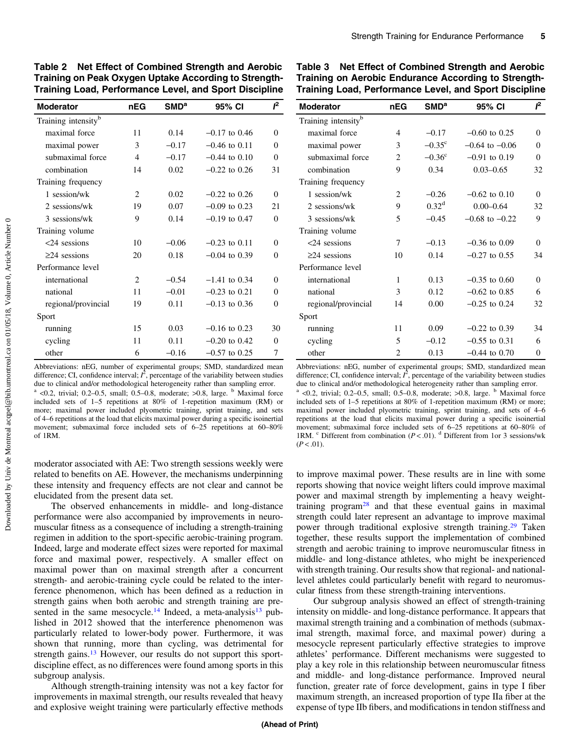**Table 2 Net Effect of Combined Strength and Aerobic Training on Peak Oxygen Uptake According to Strength-Training Load, Performance Level, and Sport Discipline**

| Moderator | nEG | SMD[a] | 95% CI | $I^2$ |
|---|---|---|---|---|
| Training intensity[b] | | | | |
| maximal force | 11 | 0.14 | −0.17 to 0.46 | 0 |
| maximal power | 3 | −0.17 | −0.46 to 0.11 | 0 |
| submaximal force | 4 | −0.17 | −0.44 to 0.10 | 0 |
| combination | 14 | 0.02 | −0.22 to 0.26 | 31 |
| Training frequency | | | | |
| 1 session/wk | 2 | 0.02 | −0.22 to 0.26 | 0 |
| 2 sessions/wk | 19 | 0.07 | −0.09 to 0.23 | 21 |
| 3 sessions/wk | 9 | 0.14 | −0.19 to 0.47 | 0 |
| Training volume | | | | |
| <24 sessions | 10 | −0.06 | −0.23 to 0.11 | 0 |
| ≥24 sessions | 20 | 0.18 | −0.04 to 0.39 | 0 |
| Performance level | | | | |
| international | 2 | −0.54 | −1.41 to 0.34 | 0 |
| national | 11 | −0.01 | −0.23 to 0.21 | 0 |
| regional/provincial | 19 | 0.11 | −0.13 to 0.36 | 0 |
| Sport | | | | |
| running | 15 | 0.03 | −0.16 to 0.23 | 30 |
| cycling | 11 | 0.11 | −0.20 to 0.42 | 0 |
| other | 6 | −0.16 | −0.57 to 0.25 | 7 |

Abbreviations: nEG, number of experimental groups; SMD, standardized mean difference; CI, confidence interval; $I^2$, percentage of the variability between studies due to clinical and/or methodological heterogeneity rather than sampling error.
[a] <0.2, trivial; 0.2–0.5, small; 0.5–0.8, moderate; >0.8, large. [b] Maximal force included sets of 1–5 repetitions at 80% of 1-repetition maximum (RM) or more; maximal power included plyometric training, sprint training, and sets of 4–6 repetitions at the load that elicits maximal power during a specific isoinertial movement; submaximal force included sets of 6–25 repetitions at 60–80% of 1RM.

**Table 3 Net Effect of Combined Strength and Aerobic Training on Aerobic Endurance According to Strength-Training Load, Performance Level, and Sport Discipline**

| Moderator | nEG | SMD[a] | 95% CI | $I^2$ |
|---|---|---|---|---|
| Training intensity[b] | | | | |
| maximal force | 4 | −0.17 | −0.60 to 0.25 | 0 |
| maximal power | 3 | −0.35[c] | −0.64 to −0.06 | 0 |
| submaximal force | 2 | −0.36[c] | −0.91 to 0.19 | 0 |
| combination | 9 | 0.34 | 0.03–0.65 | 32 |
| Training frequency | | | | |
| 1 session/wk | 2 | −0.26 | −0.62 to 0.10 | 0 |
| 2 sessions/wk | 9 | 0.32[d] | 0.00–0.64 | 32 |
| 3 sessions/wk | 5 | −0.45 | −0.68 to −0.22 | 9 |
| Training volume | | | | |
| <24 sessions | 7 | −0.13 | −0.36 to 0.09 | 0 |
| ≥24 sessions | 10 | 0.14 | −0.27 to 0.55 | 34 |
| Performance level | | | | |
| international | 1 | 0.13 | −0.35 to 0.60 | 0 |
| national | 3 | 0.12 | −0.62 to 0.85 | 6 |
| regional/provincial | 14 | 0.00 | −0.25 to 0.24 | 32 |
| Sport | | | | |
| running | 11 | 0.09 | −0.22 to 0.39 | 34 |
| cycling | 5 | −0.12 | −0.55 to 0.31 | 6 |
| other | 2 | 0.13 | −0.44 to 0.70 | 0 |

Abbreviations: nEG, number of experimental groups; SMD, standardized mean difference; CI, confidence interval; $I^2$, percentage of the variability between studies due to clinical and/or methodological heterogeneity rather than sampling error.
[a] <0.2, trivial; 0.2–0.5, small; 0.5–0.8, moderate; >0.8, large. [b] Maximal force included sets of 1–5 repetitions at 80% of 1-repetition maximum (RM) or more; maximal power included plyometric training, sprint training, and sets of 4–6 repetitions at the load that elicits maximal power during a specific isoinertial movement; submaximal force included sets of 6–25 repetitions at 60–80% of 1RM. [c] Different from combination ($P < .01$). [d] Different from 1or 3 sessions/wk ($P < .01$).

moderator associated with AE: Two strength sessions weekly were related to benefits on AE. However, the mechanisms underpinning these intensity and frequency effects are not clear and cannot be elucidated from the present data set.

The observed enhancements in middle- and long-distance performance were also accompanied by improvements in neuromuscular fitness as a consequence of including a strength-training regimen in addition to the sport-specific aerobic-training program. Indeed, large and moderate effect sizes were reported for maximal force and maximal power, respectively. A smaller effect on maximal power than on maximal strength after a concurrent strength- and aerobic-training cycle could be related to the interference phenomenon, which has been defined as a reduction in strength gains when both aerobic and strength training are presented in the same mesocycle.[14] Indeed, a meta-analysis[13] published in 2012 showed that the interference phenomenon was particularly related to lower-body power. Furthermore, it was shown that running, more than cycling, was detrimental for strength gains.[13] However, our results do not support this sport-discipline effect, as no differences were found among sports in this subgroup analysis.

Although strength-training intensity was not a key factor for improvements in maximal strength, our results revealed that heavy and explosive weight training were particularly effective methods to improve maximal power. These results are in line with some reports showing that novice weight lifters could improve maximal power and maximal strength by implementing a heavy weight-training program[28] and that these eventual gains in maximal strength could later represent an advantage to improve maximal power through traditional explosive strength training.[29] Taken together, these results support the implementation of combined strength and aerobic training to improve neuromuscular fitness in middle- and long-distance athletes, who might be inexperienced with strength training. Our results show that regional- and national-level athletes could particularly benefit with regard to neuromuscular fitness from these strength-training interventions.

Our subgroup analysis showed an effect of strength-training intensity on middle- and long-distance performance. It appears that maximal strength training and a combination of methods (submaximal strength, maximal force, and maximal power) during a mesocycle represent particularly effective strategies to improve athletes' performance. Different mechanisms were suggested to play a key role in this relationship between neuromuscular fitness and middle- and long-distance performance. Improved neural function, greater rate of force development, gains in type I fiber maximum strength, an increased proportion of type IIa fiber at the expense of type IIb fibers, and modifications in tendon stiffness and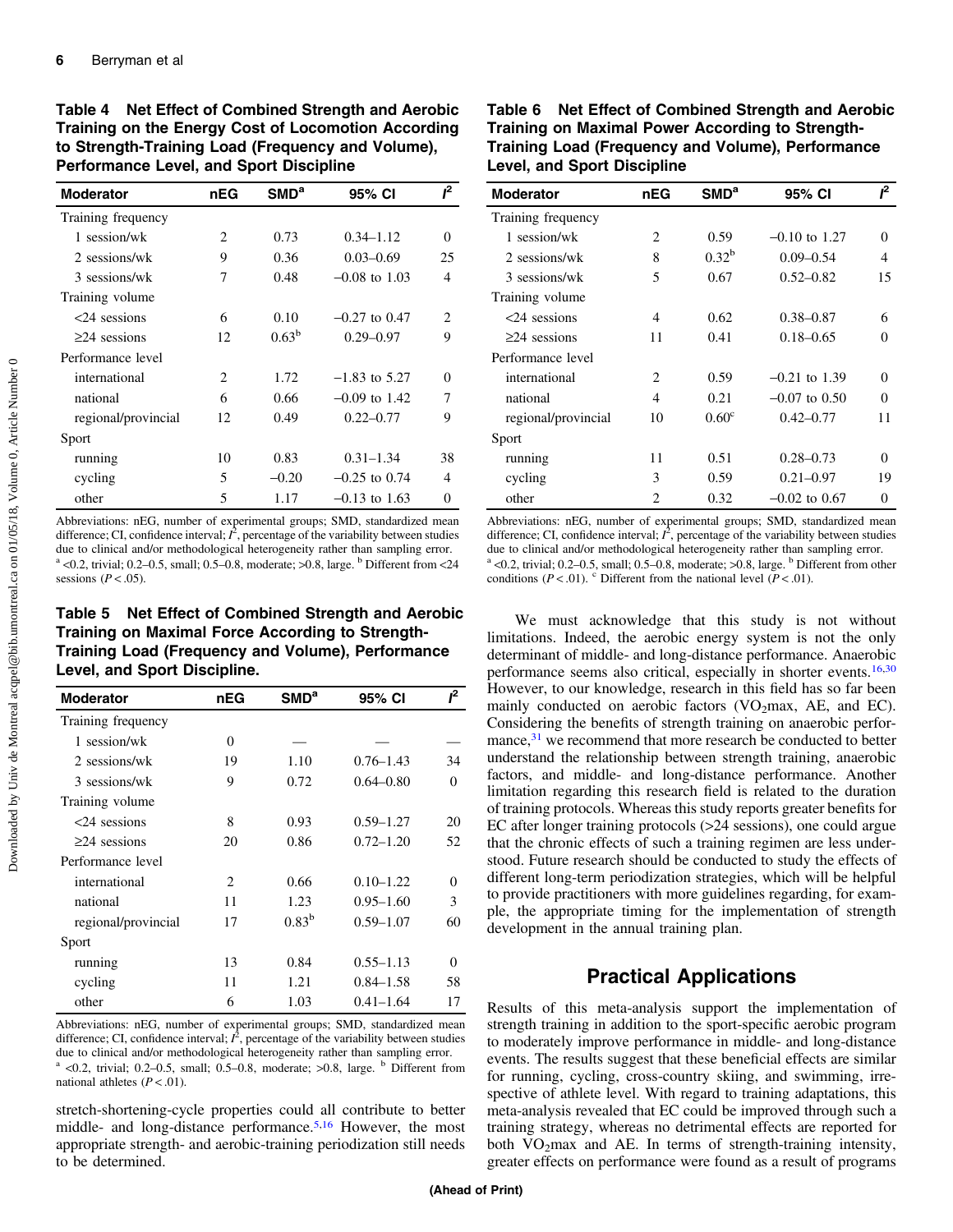**Table 4 Net Effect of Combined Strength and Aerobic Training on the Energy Cost of Locomotion According to Strength-Training Load (Frequency and Volume), Performance Level, and Sport Discipline**

| Moderator | nEG | SMD[a] | 95% CI | $I^2$ |
|---|---|---|---|---|
| Training frequency | | | | |
| 1 session/wk | 2 | 0.73 | 0.34–1.12 | 0 |
| 2 sessions/wk | 9 | 0.36 | 0.03–0.69 | 25 |
| 3 sessions/wk | 7 | 0.48 | −0.08 to 1.03 | 4 |
| Training volume | | | | |
| <24 sessions | 6 | 0.10 | −0.27 to 0.47 | 2 |
| ≥24 sessions | 12 | 0.63[b] | 0.29–0.97 | 9 |
| Performance level | | | | |
| international | 2 | 1.72 | −1.83 to 5.27 | 0 |
| national | 6 | 0.66 | −0.09 to 1.42 | 7 |
| regional/provincial | 12 | 0.49 | 0.22–0.77 | 9 |
| Sport | | | | |
| running | 10 | 0.83 | 0.31–1.34 | 38 |
| cycling | 5 | −0.20 | −0.25 to 0.74 | 4 |
| other | 5 | 1.17 | −0.13 to 1.63 | 0 |

Abbreviations: nEG, number of experimental groups; SMD, standardized mean difference; CI, confidence interval; $I^2$, percentage of the variability between studies due to clinical and/or methodological heterogeneity rather than sampling error.
[a] <0.2, trivial; 0.2–0.5, small; 0.5–0.8, moderate; >0.8, large. [b] Different from <24 sessions ($P < .05$).

**Table 5 Net Effect of Combined Strength and Aerobic Training on Maximal Force According to Strength-Training Load (Frequency and Volume), Performance Level, and Sport Discipline.**

| Moderator | nEG | SMD[a] | 95% CI | $I^2$ |
|---|---|---|---|---|
| Training frequency | | | | |
| 1 session/wk | 0 | — | — | — |
| 2 sessions/wk | 19 | 1.10 | 0.76–1.43 | 34 |
| 3 sessions/wk | 9 | 0.72 | 0.64–0.80 | 0 |
| Training volume | | | | |
| <24 sessions | 8 | 0.93 | 0.59–1.27 | 20 |
| ≥24 sessions | 20 | 0.86 | 0.72–1.20 | 52 |
| Performance level | | | | |
| international | 2 | 0.66 | 0.10–1.22 | 0 |
| national | 11 | 1.23 | 0.95–1.60 | 3 |
| regional/provincial | 17 | 0.83[b] | 0.59–1.07 | 60 |
| Sport | | | | |
| running | 13 | 0.84 | 0.55–1.13 | 0 |
| cycling | 11 | 1.21 | 0.84–1.58 | 58 |
| other | 6 | 1.03 | 0.41–1.64 | 17 |

Abbreviations: nEG, number of experimental groups; SMD, standardized mean difference; CI, confidence interval; $I^2$, percentage of the variability between studies due to clinical and/or methodological heterogeneity rather than sampling error.
[a] <0.2, trivial; 0.2–0.5, small; 0.5–0.8, moderate; >0.8, large. [b] Different from national athletes ($P < .01$).

stretch-shortening-cycle properties could all contribute to better middle- and long-distance performance.[5,16] However, the most appropriate strength- and aerobic-training periodization still needs to be determined.

**Table 6 Net Effect of Combined Strength and Aerobic Training on Maximal Power According to Strength-Training Load (Frequency and Volume), Performance Level, and Sport Discipline**

| Moderator | nEG | SMD[a] | 95% CI | $I^2$ |
|---|---|---|---|---|
| Training frequency | | | | |
| 1 session/wk | 2 | 0.59 | −0.10 to 1.27 | 0 |
| 2 sessions/wk | 8 | 0.32[b] | 0.09–0.54 | 4 |
| 3 sessions/wk | 5 | 0.67 | 0.52–0.82 | 15 |
| Training volume | | | | |
| <24 sessions | 4 | 0.62 | 0.38–0.87 | 6 |
| ≥24 sessions | 11 | 0.41 | 0.18–0.65 | 0 |
| Performance level | | | | |
| international | 2 | 0.59 | −0.21 to 1.39 | 0 |
| national | 4 | 0.21 | −0.07 to 0.50 | 0 |
| regional/provincial | 10 | 0.60[c] | 0.42–0.77 | 11 |
| Sport | | | | |
| running | 11 | 0.51 | 0.28–0.73 | 0 |
| cycling | 3 | 0.59 | 0.21–0.97 | 19 |
| other | 2 | 0.32 | −0.02 to 0.67 | 0 |

Abbreviations: nEG, number of experimental groups; SMD, standardized mean difference; CI, confidence interval; $I^2$, percentage of the variability between studies due to clinical and/or methodological heterogeneity rather than sampling error.
[a] <0.2, trivial; 0.2–0.5, small; 0.5–0.8, moderate; >0.8, large. [b] Different from other conditions ($P < .01$). [c] Different from the national level ($P < .01$).

We must acknowledge that this study is not without limitations. Indeed, the aerobic energy system is not the only determinant of middle- and long-distance performance. Anaerobic performance seems also critical, especially in shorter events.[16,30] However, to our knowledge, research in this field has so far been mainly conducted on aerobic factors ($VO_2$max, AE, and EC). Considering the benefits of strength training on anaerobic performance,[31] we recommend that more research be conducted to better understand the relationship between strength training, anaerobic factors, and middle- and long-distance performance. Another limitation regarding this research field is related to the duration of training protocols. Whereas this study reports greater benefits for EC after longer training protocols (>24 sessions), one could argue that the chronic effects of such a training regimen are less understood. Future research should be conducted to study the effects of different long-term periodization strategies, which will be helpful to provide practitioners with more guidelines regarding, for example, the appropriate timing for the implementation of strength development in the annual training plan.

## Practical Applications

Results of this meta-analysis support the implementation of strength training in addition to the sport-specific aerobic program to moderately improve performance in middle- and long-distance events. The results suggest that these beneficial effects are similar for running, cycling, cross-country skiing, and swimming, irrespective of athlete level. With regard to training adaptations, this meta-analysis revealed that EC could be improved through such a training strategy, whereas no detrimental effects are reported for both $VO_2$max and AE. In terms of strength-training intensity, greater effects on performance were found as a result of programs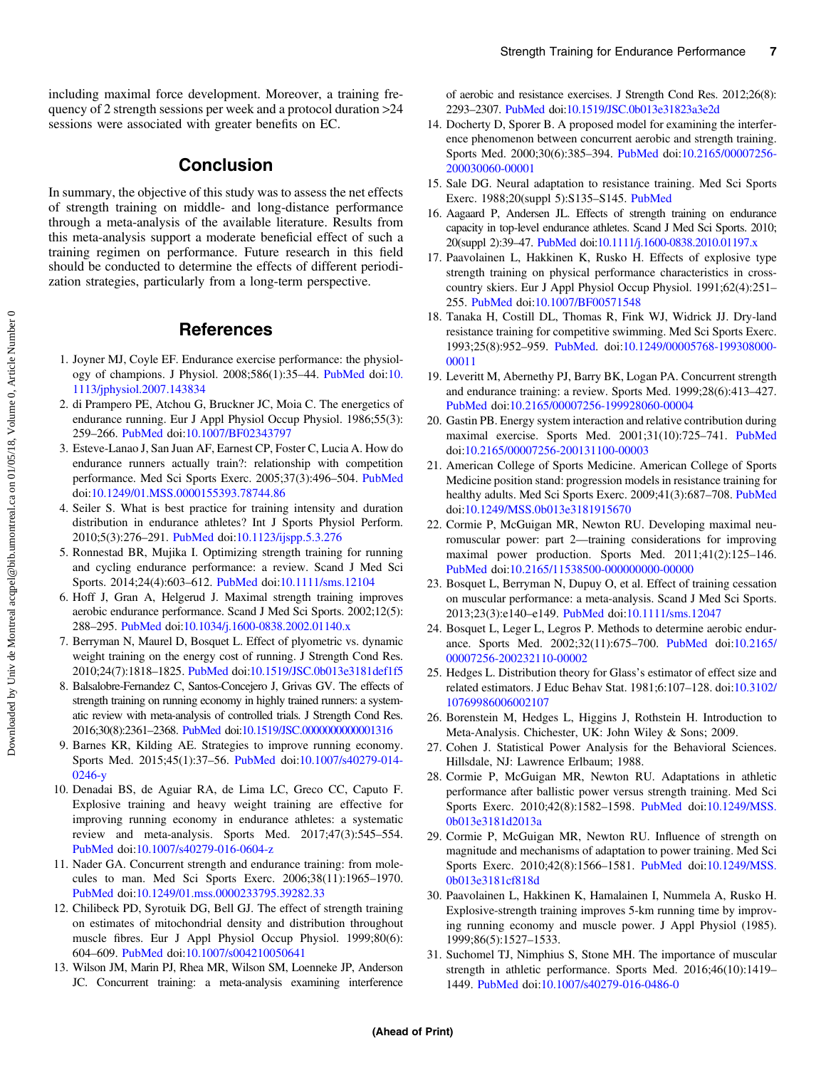including maximal force development. Moreover, a training frequency of 2 strength sessions per week and a protocol duration >24 sessions were associated with greater benefits on EC.

## Conclusion

In summary, the objective of this study was to assess the net effects of strength training on middle- and long-distance performance through a meta-analysis of the available literature. Results from this meta-analysis support a moderate beneficial effect of such a training regimen on performance. Future research in this field should be conducted to determine the effects of different periodization strategies, particularly from a long-term perspective.

## References

1. Joyner MJ, Coyle EF. Endurance exercise performance: the physiology of champions. J Physiol. 2008;586(1):35–44. PubMed doi:10.1113/jphysiol.2007.143834
2. di Prampero PE, Atchou G, Bruckner JC, Moia C. The energetics of endurance running. Eur J Appl Physiol Occup Physiol. 1986;55(3):259–266. PubMed doi:10.1007/BF02343797
3. Esteve-Lanao J, San Juan AF, Earnest CP, Foster C, Lucia A. How do endurance runners actually train?: relationship with competition performance. Med Sci Sports Exerc. 2005;37(3):496–504. PubMed doi:10.1249/01.MSS.0000155393.78744.86
4. Seiler S. What is best practice for training intensity and duration distribution in endurance athletes? Int J Sports Physiol Perform. 2010;5(3):276–291. PubMed doi:10.1123/ijspp.5.3.276
5. Ronnestad BR, Mujika I. Optimizing strength training for running and cycling endurance performance: a review. Scand J Med Sci Sports. 2014;24(4):603–612. PubMed doi:10.1111/sms.12104
6. Hoff J, Gran A, Helgerud J. Maximal strength training improves aerobic endurance performance. Scand J Med Sci Sports. 2002;12(5):288–295. PubMed doi:10.1034/j.1600-0838.2002.01140.x
7. Berryman N, Maurel D, Bosquet L. Effect of plyometric vs. dynamic weight training on the energy cost of running. J Strength Cond Res. 2010;24(7):1818–1825. PubMed doi:10.1519/JSC.0b013e3181def1f5
8. Balsalobre-Fernandez C, Santos-Concejero J, Grivas GV. The effects of strength training on running economy in highly trained runners: a systematic review with meta-analysis of controlled trials. J Strength Cond Res. 2016;30(8):2361–2368. PubMed doi:10.1519/JSC.0000000000001316
9. Barnes KR, Kilding AE. Strategies to improve running economy. Sports Med. 2015;45(1):37–56. PubMed doi:10.1007/s40279-014-0246-y
10. Denadai BS, de Aguiar RA, de Lima LC, Greco CC, Caputo F. Explosive training and heavy weight training are effective for improving running economy in endurance athletes: a systematic review and meta-analysis. Sports Med. 2017;47(3):545–554. PubMed doi:10.1007/s40279-016-0604-z
11. Nader GA. Concurrent strength and endurance training: from molecules to man. Med Sci Sports Exerc. 2006;38(11):1965–1970. PubMed doi:10.1249/01.mss.0000233795.39282.33
12. Chilibeck PD, Syrotuik DG, Bell GJ. The effect of strength training on estimates of mitochondrial density and distribution throughout muscle fibres. Eur J Appl Physiol Occup Physiol. 1999;80(6):604–609. PubMed doi:10.1007/s004210050641
13. Wilson JM, Marin PJ, Rhea MR, Wilson SM, Loenneke JP, Anderson JC. Concurrent training: a meta-analysis examining interference of aerobic and resistance exercises. J Strength Cond Res. 2012;26(8):2293–2307. PubMed doi:10.1519/JSC.0b013e31823a3e2d
14. Docherty D, Sporer B. A proposed model for examining the interference phenomenon between concurrent aerobic and strength training. Sports Med. 2000;30(6):385–394. PubMed doi:10.2165/00007256-200030060-00001
15. Sale DG. Neural adaptation to resistance training. Med Sci Sports Exerc. 1988;20(suppl 5):S135–S145. PubMed
16. Aagaard P, Andersen JL. Effects of strength training on endurance capacity in top-level endurance athletes. Scand J Med Sci Sports. 2010;20(suppl 2):39–47. PubMed doi:10.1111/j.1600-0838.2010.01197.x
17. Paavolainen L, Hakkinen K, Rusko H. Effects of explosive type strength training on physical performance characteristics in cross-country skiers. Eur J Appl Physiol Occup Physiol. 1991;62(4):251–255. PubMed doi:10.1007/BF00571548
18. Tanaka H, Costill DL, Thomas R, Fink WJ, Widrick JJ. Dry-land resistance training for competitive swimming. Med Sci Sports Exerc. 1993;25(8):952–959. PubMed. doi:10.1249/00005768-199308000-00011
19. Leveritt M, Abernethy PJ, Barry BK, Logan PA. Concurrent strength and endurance training: a review. Sports Med. 1999;28(6):413–427. PubMed doi:10.2165/00007256-199928060-00004
20. Gastin PB. Energy system interaction and relative contribution during maximal exercise. Sports Med. 2001;31(10):725–741. PubMed doi:10.2165/00007256-200131100-00003
21. American College of Sports Medicine. American College of Sports Medicine position stand: progression models in resistance training for healthy adults. Med Sci Sports Exerc. 2009;41(3):687–708. PubMed doi:10.1249/MSS.0b013e3181915670
22. Cormie P, McGuigan MR, Newton RU. Developing maximal neuromuscular power: part 2—training considerations for improving maximal power production. Sports Med. 2011;41(2):125–146. PubMed doi:10.2165/11538500-000000000-00000
23. Bosquet L, Berryman N, Dupuy O, et al. Effect of training cessation on muscular performance: a meta-analysis. Scand J Med Sci Sports. 2013;23(3):e140–e149. PubMed doi:10.1111/sms.12047
24. Bosquet L, Leger L, Legros P. Methods to determine aerobic endurance. Sports Med. 2002;32(11):675–700. PubMed doi:10.2165/00007256-200232110-00002
25. Hedges L. Distribution theory for Glass's estimator of effect size and related estimators. J Educ Behav Stat. 1981;6:107–128. doi:10.3102/10769986006002107
26. Borenstein M, Hedges L, Higgins J, Rothstein H. Introduction to Meta-Analysis. Chichester, UK: John Wiley & Sons; 2009.
27. Cohen J. Statistical Power Analysis for the Behavioral Sciences. Hillsdale, NJ: Lawrence Erlbaum; 1988.
28. Cormie P, McGuigan MR, Newton RU. Adaptations in athletic performance after ballistic power versus strength training. Med Sci Sports Exerc. 2010;42(8):1582–1598. PubMed doi:10.1249/MSS.0b013e3181d2013a
29. Cormie P, McGuigan MR, Newton RU. Influence of strength on magnitude and mechanisms of adaptation to power training. Med Sci Sports Exerc. 2010;42(8):1566–1581. PubMed doi:10.1249/MSS.0b013e3181cf818d
30. Paavolainen L, Hakkinen K, Hamalainen I, Nummela A, Rusko H. Explosive-strength training improves 5-km running time by improving running economy and muscle power. J Appl Physiol (1985). 1999;86(5):1527–1533.
31. Suchomel TJ, Nimphius S, Stone MH. The importance of muscular strength in athletic performance. Sports Med. 2016;46(10):1419–1449. PubMed doi:10.1007/s40279-016-0486-0